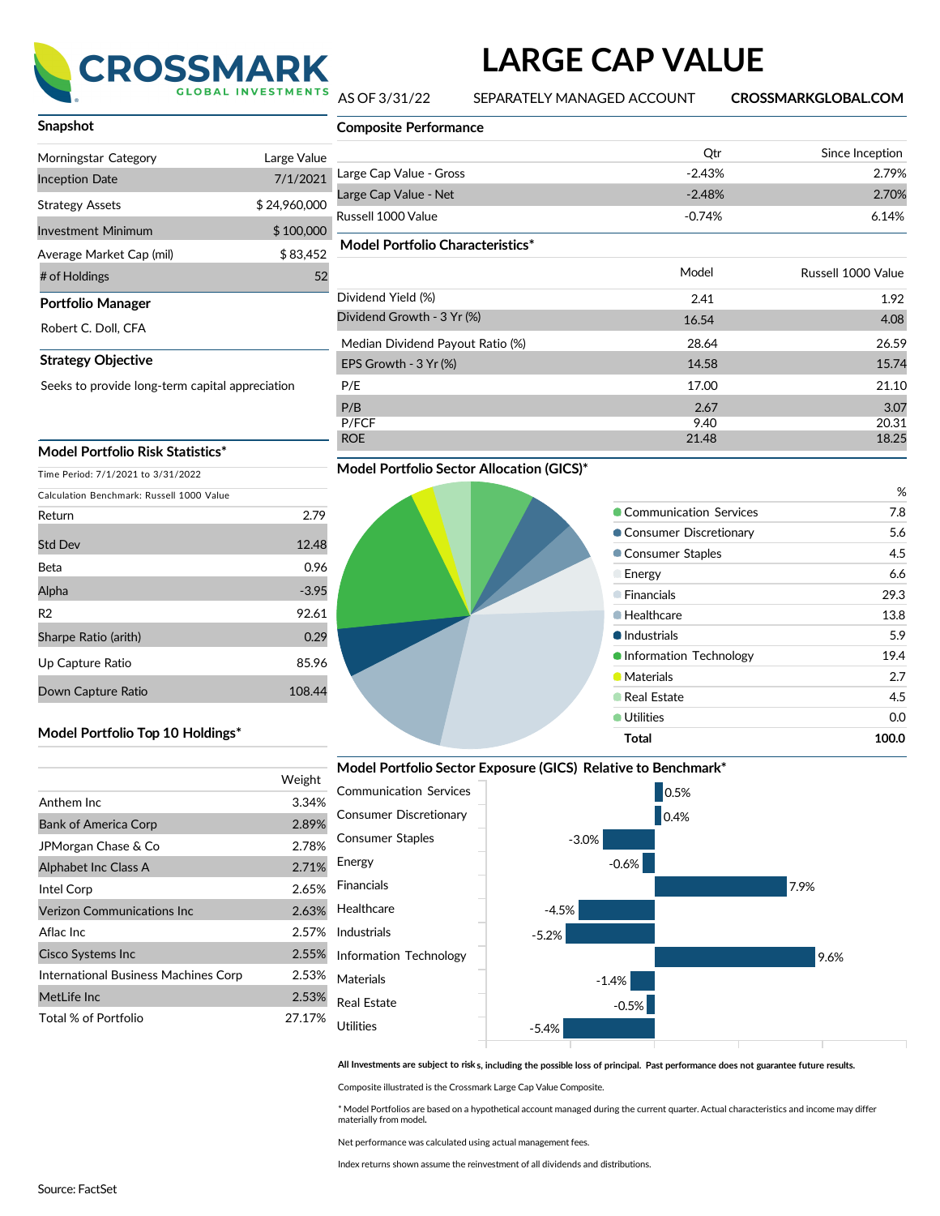CROSSMARK GLOBAL INVESTMENTS

# LARGE CAP VALUE

AS OF 3/31/22 | SEPARATELY MANAGED ACCOUNT | **CROSSMARKGLOBAL.COM**

## Snapshot

| | |
|---|---|
| Morningstar Category | Large Value |
| Inception Date | 7/1/2021 |
| Strategy Assets | $ 24,960,000 |
| Investment Minimum | $ 100,000 |
| Average Market Cap (mil) | $ 83,452 |
| # of Holdings | 52 |

### Portfolio Manager

Robert C. Doll, CFA

### Strategy Objective

Seeks to provide long-term capital appreciation

## Composite Performance

| | Qtr | Since Inception |
|---|---|---|
| Large Cap Value - Gross | -2.43% | 2.79% |
| Large Cap Value - Net | -2.48% | 2.70% |
| Russell 1000 Value | -0.74% | 6.14% |

## Model Portfolio Characteristics*

| | Model | Russell 1000 Value |
|---|---|---|
| Dividend Yield (%) | 2.41 | 1.92 |
| Dividend Growth - 3 Yr (%) | 16.54 | 4.08 |
| Median Dividend Payout Ratio (%) | 28.64 | 26.59 |
| EPS Growth - 3 Yr (%) | 14.58 | 15.74 |
| P/E | 17.00 | 21.10 |
| P/B | 2.67 | 3.07 |
| P/FCF | 9.40 | 20.31 |
| ROE | 21.48 | 18.25 |

## Model Portfolio Risk Statistics*

Time Period: 7/1/2021 to 3/31/2022

Calculation Benchmark: Russell 1000 Value

| | |
|---|---|
| Return | 2.79 |
| Std Dev | 12.48 |
| Beta | 0.96 |
| Alpha | -3.95 |
| R2 | 92.61 |
| Sharpe Ratio (arith) | 0.29 |
| Up Capture Ratio | 85.96 |
| Down Capture Ratio | 108.44 |

## Model Portfolio Sector Allocation (GICS)*

| | % |
|---|---|
| Communication Services | 7.8 |
| Consumer Discretionary | 5.6 |
| Consumer Staples | 4.5 |
| Energy | 6.6 |
| Financials | 29.3 |
| Healthcare | 13.8 |
| Industrials | 5.9 |
| Information Technology | 19.4 |
| Materials | 2.7 |
| Real Estate | 4.5 |
| Utilities | 0.0 |
| **Total** | **100.0** |

## Model Portfolio Top 10 Holdings*

| | Weight |
|---|---|
| Anthem Inc | 3.34% |
| Bank of America Corp | 2.89% |
| JPMorgan Chase & Co | 2.78% |
| Alphabet Inc Class A | 2.71% |
| Intel Corp | 2.65% |
| Verizon Communications Inc | 2.63% |
| Aflac Inc | 2.57% |
| Cisco Systems Inc | 2.55% |
| International Business Machines Corp | 2.53% |
| MetLife Inc | 2.53% |
| Total % of Portfolio | 27.17% |

## Model Portfolio Sector Exposure (GICS) Relative to Benchmark*

Communication Services 0.5%
Consumer Discretionary 0.4%
Consumer Staples -3.0%
Energy -0.6%
Financials 7.9%
Healthcare -4.5%
Industrials -5.2%
Information Technology 9.6%
Materials -1.4%
Real Estate -0.5%
Utilities -5.4%

**All Investments are subject to risks, including the possible loss of principal. Past performance does not guarantee future results.**

Composite illustrated is the Crossmark Large Cap Value Composite.

* Model Portfolios are based on a hypothetical account managed during the current quarter. Actual characteristics and income may differ materially from model.

Net performance was calculated using actual management fees.

Index returns shown assume the reinvestment of all dividends and distributions.

Source: FactSet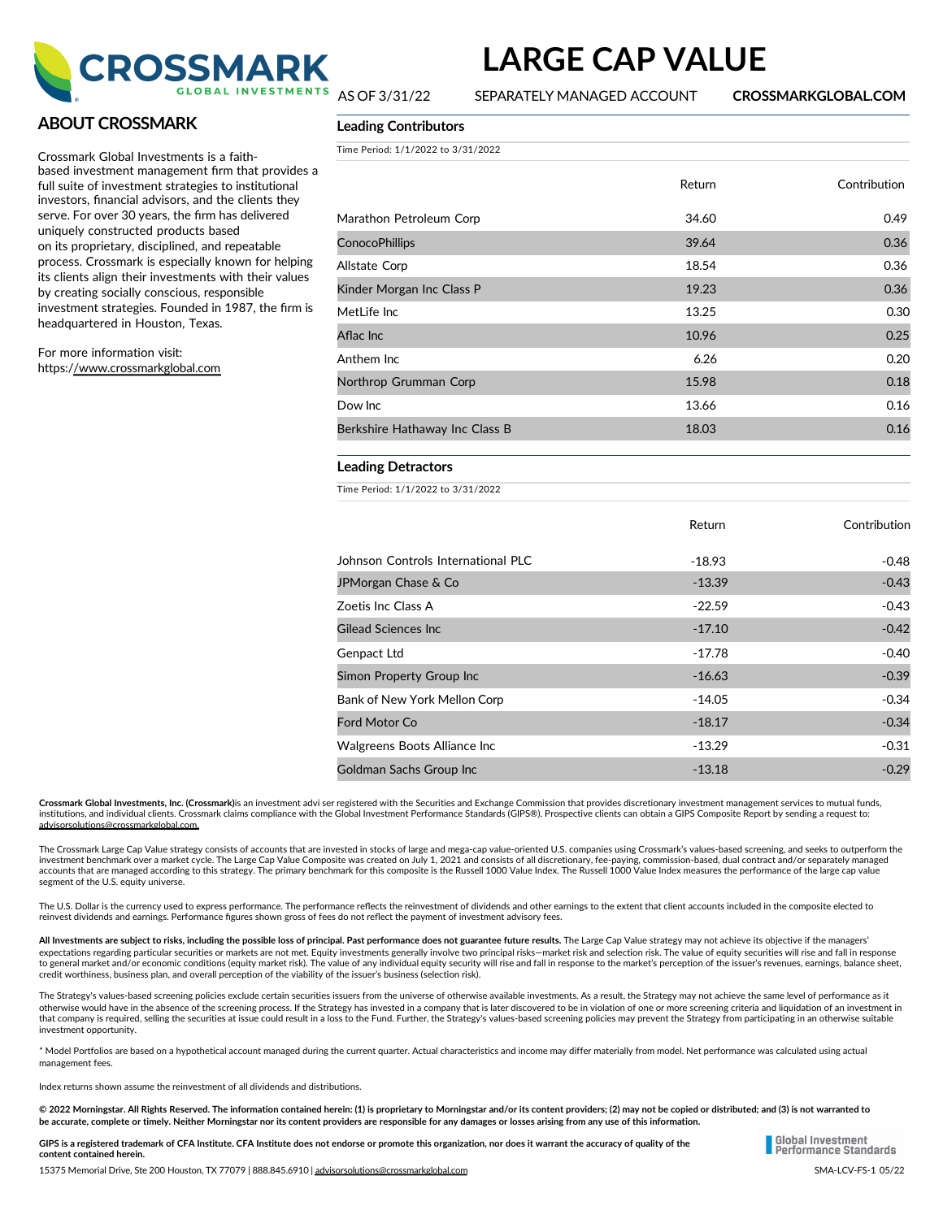# LARGE CAP VALUE

AS OF 3/31/22 SEPARATELY MANAGED ACCOUNT **CROSSMARKGLOBAL.COM**

## ABOUT CROSSMARK

Crossmark Global Investments is a faith-based investment management firm that provides a full suite of investment strategies to institutional investors, financial advisors, and the clients they serve. For over 30 years, the firm has delivered uniquely constructed products based on its proprietary, disciplined, and repeatable process. Crossmark is especially known for helping its clients align their investments with their values by creating socially conscious, responsible investment strategies. Founded in 1987, the firm is headquartered in Houston, Texas.

For more information visit:
https://www.crossmarkglobal.com

### Leading Contributors

Time Period: 1/1/2022 to 3/31/2022

| | Return | Contribution |
|---|---|---|
| Marathon Petroleum Corp | 34.60 | 0.49 |
| ConocoPhillips | 39.64 | 0.36 |
| Allstate Corp | 18.54 | 0.36 |
| Kinder Morgan Inc Class P | 19.23 | 0.36 |
| MetLife Inc | 13.25 | 0.30 |
| Aflac Inc | 10.96 | 0.25 |
| Anthem Inc | 6.26 | 0.20 |
| Northrop Grumman Corp | 15.98 | 0.18 |
| Dow Inc | 13.66 | 0.16 |
| Berkshire Hathaway Inc Class B | 18.03 | 0.16 |

### Leading Detractors

Time Period: 1/1/2022 to 3/31/2022

| | Return | Contribution |
|---|---|---|
| Johnson Controls International PLC | -18.93 | -0.48 |
| JPMorgan Chase & Co | -13.39 | -0.43 |
| Zoetis Inc Class A | -22.59 | -0.43 |
| Gilead Sciences Inc | -17.10 | -0.42 |
| Genpact Ltd | -17.78 | -0.40 |
| Simon Property Group Inc | -16.63 | -0.39 |
| Bank of New York Mellon Corp | -14.05 | -0.34 |
| Ford Motor Co | -18.17 | -0.34 |
| Walgreens Boots Alliance Inc | -13.29 | -0.31 |
| Goldman Sachs Group Inc | -13.18 | -0.29 |

**Crossmark Global Investments, Inc. (Crossmark)**is an investment advi ser registered with the Securities and Exchange Commission that provides discretionary investment management services to mutual funds, institutions, and individual clients. Crossmark claims compliance with the Global Investment Performance Standards (GIPS®). Prospective clients can obtain a GIPS Composite Report by sending a request to: advisorsolutions@crossmarkglobal.com.

The Crossmark Large Cap Value strategy consists of accounts that are invested in stocks of large and mega-cap value-oriented U.S. companies using Crossmark's values-based screening, and seeks to outperform the investment benchmark over a market cycle. The Large Cap Value Composite was created on July 1, 2021 and consists of all discretionary, fee-paying, commission-based, dual contract and/or separately managed accounts that are managed according to this strategy. The primary benchmark for this composite is the Russell 1000 Value Index. The Russell 1000 Value Index measures the performance of the large cap value segment of the U.S. equity universe.

The U.S. Dollar is the currency used to express performance. The performance reflects the reinvestment of dividends and other earnings to the extent that client accounts included in the composite elected to reinvest dividends and earnings. Performance figures shown gross of fees do not reflect the payment of investment advisory fees.

**All Investments are subject to risks, including the possible loss of principal. Past performance does not guarantee future results.** The Large Cap Value strategy may not achieve its objective if the managers' expectations regarding particular securities or markets are not met. Equity investments generally involve two principal risks—market risk and selection risk. The value of equity securities will rise and fall in response to general market and/or economic conditions (equity market risk). The value of any individual equity security will rise and fall in response to the market's perception of the issuer's revenues, earnings, balance sheet, credit worthiness, business plan, and overall perception of the viability of the issuer's business (selection risk).

The Strategy's values-based screening policies exclude certain securities issuers from the universe of otherwise available investments. As a result, the Strategy may not achieve the same level of performance as it otherwise would have in the absence of the screening process. If the Strategy has invested in a company that is later discovered to be in violation of one or more screening criteria and liquidation of an investment in that company is required, selling the securities at issue could result in a loss to the Fund. Further, the Strategy's values-based screening policies may prevent the Strategy from participating in an otherwise suitable investment opportunity.

* Model Portfolios are based on a hypothetical account managed during the current quarter. Actual characteristics and income may differ materially from model. Net performance was calculated using actual management fees.

Index returns shown assume the reinvestment of all dividends and distributions.

**© 2022 Morningstar. All Rights Reserved. The information contained herein: (1) is proprietary to Morningstar and/or its content providers; (2) may not be copied or distributed; and (3) is not warranted to be accurate, complete or timely. Neither Morningstar nor its content providers are responsible for any damages or losses arising from any use of this information.**

**GIPS is a registered trademark of CFA Institute. CFA Institute does not endorse or promote this organization, nor does it warrant the accuracy of quality of the content contained herein.**

Global Investment Performance Standards

15375 Memorial Drive, Ste 200 Houston, TX 77079 | 888.845.6910 | advisorsolutions@crossmarkglobal.com

SMA-LCV-FS-1 05/22